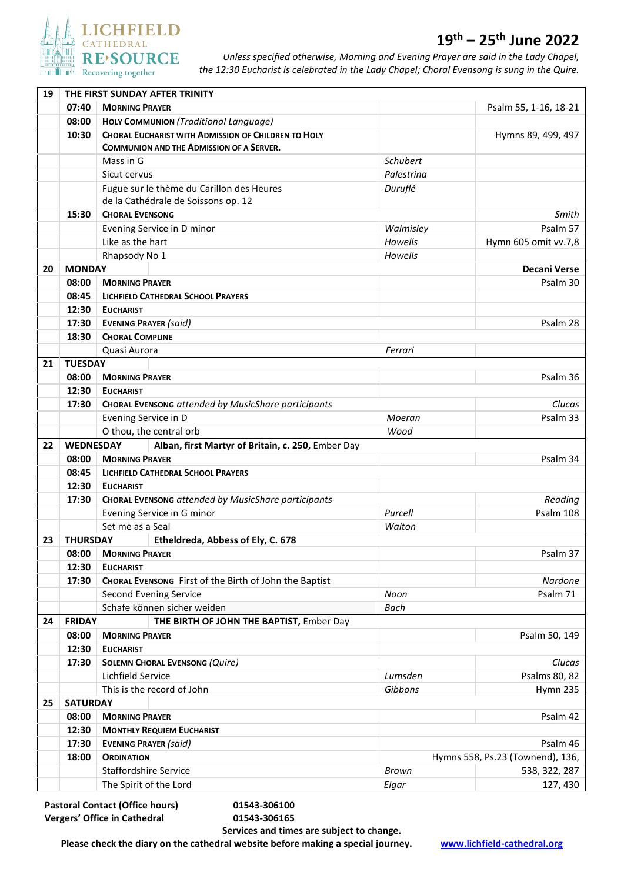# LICHFIELD CATHEDRAL RE:SOURCE

Recovering together

## 19th – 25th June 2022

*Unless specified otherwise, Morning and Evening Prayer are said in the Lady Chapel, the 12:30 Eucharist is celebrated in the Lady Chapel; Choral Evensong is sung in the Quire.*

| | | | | |
|---|---|---|---|---|
| **19** | **THE FIRST SUNDAY AFTER TRINITY** | | | |
| | **07:40** | **MORNING PRAYER** | | Psalm 55, 1-16, 18-21 |
| | **08:00** | **HOLY COMMUNION** *(Traditional Language)* | | |
| | **10:30** | **CHORAL EUCHARIST WITH ADMISSION OF CHILDREN TO HOLY COMMUNION AND THE ADMISSION OF A SERVER.** | | Hymns 89, 499, 497 |
| | | Mass in G | *Schubert* | |
| | | Sicut cervus | *Palestrina* | |
| | | Fugue sur le thème du Carillon des Heures de la Cathédrale de Soissons op. 12 | *Duruflé* | |
| | **15:30** | **CHORAL EVENSONG** | | *Smith* |
| | | Evening Service in D minor | *Walmisley* | Psalm 57 |
| | | Like as the hart | *Howells* | Hymn 605 omit vv.7,8 |
| | | Rhapsody No 1 | *Howells* | |
| **20** | **MONDAY** | | | **Decani Verse** |
| | **08:00** | **MORNING PRAYER** | | Psalm 30 |
| | **08:45** | **LICHFIELD CATHEDRAL SCHOOL PRAYERS** | | |
| | **12:30** | **EUCHARIST** | | |
| | **17:30** | **EVENING PRAYER** *(said)* | | Psalm 28 |
| | **18:30** | **CHORAL COMPLINE** | | |
| | | Quasi Aurora | *Ferrari* | |
| **21** | **TUESDAY** | | | |
| | **08:00** | **MORNING PRAYER** | | Psalm 36 |
| | **12:30** | **EUCHARIST** | | |
| | **17:30** | **CHORAL EVENSONG** *attended by MusicShare participants* | | *Clucas* |
| | | Evening Service in D | *Moeran* | Psalm 33 |
| | | O thou, the central orb | *Wood* | |
| **22** | **WEDNESDAY** | **Alban, first Martyr of Britain, c. 250,** Ember Day | | |
| | **08:00** | **MORNING PRAYER** | | Psalm 34 |
| | **08:45** | **LICHFIELD CATHEDRAL SCHOOL PRAYERS** | | |
| | **12:30** | **EUCHARIST** | | |
| | **17:30** | **CHORAL EVENSONG** *attended by MusicShare participants* | | *Reading* |
| | | Evening Service in G minor | *Purcell* | Psalm 108 |
| | | Set me as a Seal | *Walton* | |
| **23** | **THURSDAY** | **Etheldreda, Abbess of Ely, C. 678** | | |
| | **08:00** | **MORNING PRAYER** | | Psalm 37 |
| | **12:30** | **EUCHARIST** | | |
| | **17:30** | **CHORAL EVENSONG** First of the Birth of John the Baptist | | *Nardone* |
| | | Second Evening Service | *Noon* | Psalm 71 |
| | | Schafe können sicher weiden | *Bach* | |
| **24** | **FRIDAY** | **THE BIRTH OF JOHN THE BAPTIST,** Ember Day | | |
| | **08:00** | **MORNING PRAYER** | | Psalm 50, 149 |
| | **12:30** | **EUCHARIST** | | |
| | **17:30** | **SOLEMN CHORAL EVENSONG** *(Quire)* | | *Clucas* |
| | | Lichfield Service | *Lumsden* | Psalms 80, 82 |
| | | This is the record of John | *Gibbons* | Hymn 235 |
| **25** | **SATURDAY** | | | |
| | **08:00** | **MORNING PRAYER** | | Psalm 42 |
| | **12:30** | **MONTHLY REQUIEM EUCHARIST** | | |
| | **17:30** | **EVENING PRAYER** *(said)* | | Psalm 46 |
| | **18:00** | **ORDINATION** | | Hymns 558, Ps.23 (Townend), 136, |
| | | Staffordshire Service | *Brown* | 538, 322, 287 |
| | | The Spirit of the Lord | *Elgar* | 127, 430 |

**Pastoral Contact (Office hours)** **01543-306100**
**Vergers' Office in Cathedral** **01543-306165**

**Services and times are subject to change.**
**Please check the diary on the cathedral website before making a special journey.** **www.lichfield-cathedral.org**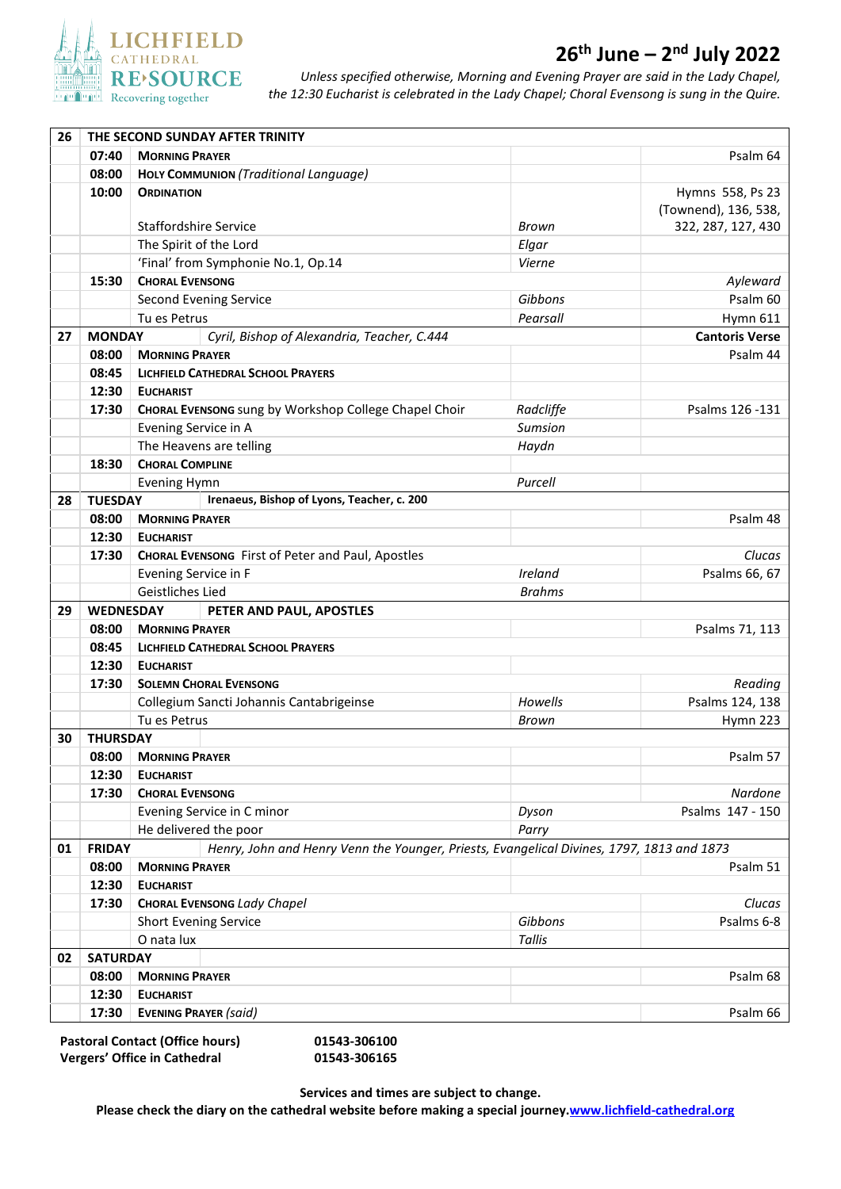LICHFIELD CATHEDRAL RE›SOURCE Recovering together

# 26th June – 2nd July 2022

*Unless specified otherwise, Morning and Evening Prayer are said in the Lady Chapel, the 12:30 Eucharist is celebrated in the Lady Chapel; Choral Evensong is sung in the Quire.*

| | | | | |
|---|---|---|---|---|
| **26** | **THE SECOND SUNDAY AFTER TRINITY** | | | |
| | **07:40** | **MORNING PRAYER** | | Psalm 64 |
| | **08:00** | **HOLY COMMUNION** *(Traditional Language)* | | |
| | **10:00** | **ORDINATION** | | Hymns 558, Ps 23 (Townend), 136, 538, 322, 287, 127, 430 |
| | | Staffordshire Service | *Brown* | |
| | | The Spirit of the Lord | *Elgar* | |
| | | 'Final' from Symphonie No.1, Op.14 | *Vierne* | |
| | **15:30** | **CHORAL EVENSONG** | | *Ayleward* |
| | | Second Evening Service | *Gibbons* | Psalm 60 |
| | | Tu es Petrus | *Pearsall* | Hymn 611 |
| **27** | **MONDAY** | *Cyril, Bishop of Alexandria, Teacher, C.444* | | **Cantoris Verse** |
| | **08:00** | **MORNING PRAYER** | | Psalm 44 |
| | **08:45** | **LICHFIELD CATHEDRAL SCHOOL PRAYERS** | | |
| | **12:30** | **EUCHARIST** | | |
| | **17:30** | **CHORAL EVENSONG** sung by Workshop College Chapel Choir | *Radcliffe* | Psalms 126 -131 |
| | | Evening Service in A | *Sumsion* | |
| | | The Heavens are telling | *Haydn* | |
| | **18:30** | **CHORAL COMPLINE** | | |
| | | Evening Hymn | *Purcell* | |
| **28** | **TUESDAY** | **Irenaeus, Bishop of Lyons, Teacher, c. 200** | | |
| | **08:00** | **MORNING PRAYER** | | Psalm 48 |
| | **12:30** | **EUCHARIST** | | |
| | **17:30** | **CHORAL EVENSONG** First of Peter and Paul, Apostles | | *Clucas* |
| | | Evening Service in F | *Ireland* | Psalms 66, 67 |
| | | Geistliches Lied | *Brahms* | |
| **29** | **WEDNESDAY** | **PETER AND PAUL, APOSTLES** | | |
| | **08:00** | **MORNING PRAYER** | | Psalms 71, 113 |
| | **08:45** | **LICHFIELD CATHEDRAL SCHOOL PRAYERS** | | |
| | **12:30** | **EUCHARIST** | | |
| | **17:30** | **SOLEMN CHORAL EVENSONG** | | *Reading* |
| | | Collegium Sancti Johannis Cantabrigeinse | *Howells* | Psalms 124, 138 |
| | | Tu es Petrus | *Brown* | Hymn 223 |
| **30** | **THURSDAY** | | | |
| | **08:00** | **MORNING PRAYER** | | Psalm 57 |
| | **12:30** | **EUCHARIST** | | |
| | **17:30** | **CHORAL EVENSONG** | | *Nardone* |
| | | Evening Service in C minor | *Dyson* | Psalms 147 - 150 |
| | | He delivered the poor | *Parry* | |
| **01** | **FRIDAY** | *Henry, John and Henry Venn the Younger, Priests, Evangelical Divines, 1797, 1813 and 1873* | | |
| | **08:00** | **MORNING PRAYER** | | Psalm 51 |
| | **12:30** | **EUCHARIST** | | |
| | **17:30** | **CHORAL EVENSONG** *Lady Chapel* | | *Clucas* |
| | | Short Evening Service | *Gibbons* | Psalms 6-8 |
| | | O nata lux | *Tallis* | |
| **02** | **SATURDAY** | | | |
| | **08:00** | **MORNING PRAYER** | | Psalm 68 |
| | **12:30** | **EUCHARIST** | | |
| | **17:30** | **EVENING PRAYER** *(said)* | | Psalm 66 |

**Pastoral Contact (Office hours)** **01543-306100**
**Vergers' Office in Cathedral** **01543-306165**

**Services and times are subject to change.**
**Please check the diary on the cathedral website before making a special journey. www.lichfield-cathedral.org**